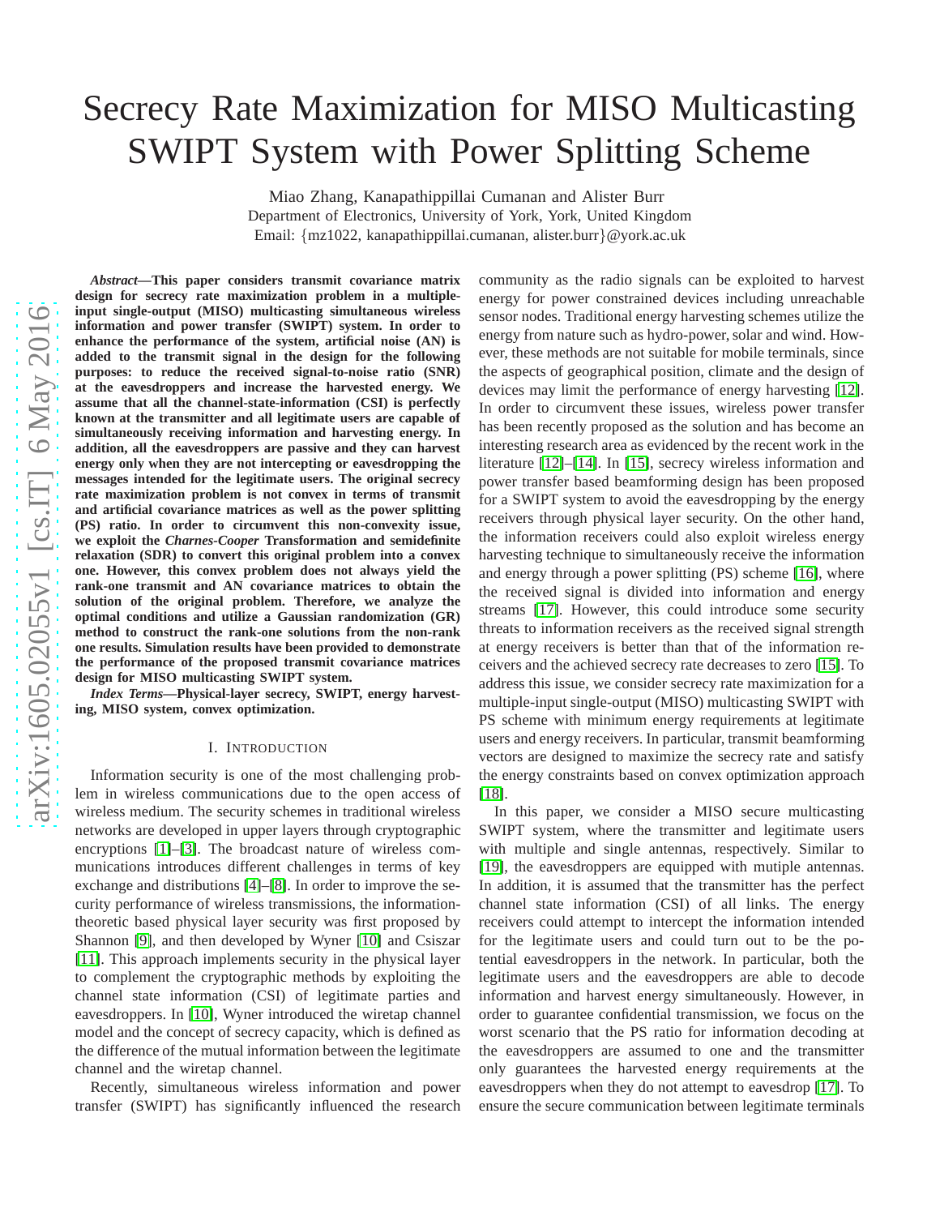# Secrecy Rate Maximization for MISO Multicasting SWIPT System with Power Splitting Scheme

Miao Zhang, Kanapathippillai Cumanan and Alister Burr
Department of Electronics, University of York, York, United Kingdom
Email: {mz1022, kanapathippillai.cumanan, alister.burr}@york.ac.uk

***Abstract*—This paper considers transmit covariance matrix design for secrecy rate maximization problem in a multiple-input single-output (MISO) multicasting simultaneous wireless information and power transfer (SWIPT) system. In order to enhance the performance of the system, artificial noise (AN) is added to the transmit signal in the design for the following purposes: to reduce the received signal-to-noise ratio (SNR) at the eavesdroppers and increase the harvested energy. We assume that all the channel-state-information (CSI) is perfectly known at the transmitter and all legitimate users are capable of simultaneously receiving information and harvesting energy. In addition, all the eavesdroppers are passive and they can harvest energy only when they are not intercepting or eavesdropping the messages intended for the legitimate users. The original secrecy rate maximization problem is not convex in terms of transmit and artificial covariance matrices as well as the power splitting (PS) ratio. In order to circumvent this non-convexity issue, we exploit the *Charnes-Cooper* Transformation and semidefinite relaxation (SDR) to convert this original problem into a convex one. However, this convex problem does not always yield the rank-one transmit and AN covariance matrices to obtain the solution of the original problem. Therefore, we analyze the optimal conditions and utilize a Gaussian randomization (GR) method to construct the rank-one solutions from the non-rank one results. Simulation results have been provided to demonstrate the performance of the proposed transmit covariance matrices design for MISO multicasting SWIPT system.**

***Index Terms*—Physical-layer secrecy, SWIPT, energy harvesting, MISO system, convex optimization.**

## I. Introduction

Information security is one of the most challenging problem in wireless communications due to the open access of wireless medium. The security schemes in traditional wireless networks are developed in upper layers through cryptographic encryptions [1]–[3]. The broadcast nature of wireless communications introduces different challenges in terms of key exchange and distributions [4]–[8]. In order to improve the security performance of wireless transmissions, the information-theoretic based physical layer security was first proposed by Shannon [9], and then developed by Wyner [10] and Csiszar [11]. This approach implements security in the physical layer to complement the cryptographic methods by exploiting the channel state information (CSI) of legitimate parties and eavesdroppers. In [10], Wyner introduced the wiretap channel model and the concept of secrecy capacity, which is defined as the difference of the mutual information between the legitimate channel and the wiretap channel.

Recently, simultaneous wireless information and power transfer (SWIPT) has significantly influenced the research community as the radio signals can be exploited to harvest energy for power constrained devices including unreachable sensor nodes. Traditional energy harvesting schemes utilize the energy from nature such as hydro-power, solar and wind. However, these methods are not suitable for mobile terminals, since the aspects of geographical position, climate and the design of devices may limit the performance of energy harvesting [12]. In order to circumvent these issues, wireless power transfer has been recently proposed as the solution and has become an interesting research area as evidenced by the recent work in the literature [12]–[14]. In [15], secrecy wireless information and power transfer based beamforming design has been proposed for a SWIPT system to avoid the eavesdropping by the energy receivers through physical layer security. On the other hand, the information receivers could also exploit wireless energy harvesting technique to simultaneously receive the information and energy through a power splitting (PS) scheme [16], where the received signal is divided into information and energy streams [17]. However, this could introduce some security threats to information receivers as the received signal strength at energy receivers is better than that of the information receivers and the achieved secrecy rate decreases to zero [15]. To address this issue, we consider secrecy rate maximization for a multiple-input single-output (MISO) multicasting SWIPT with PS scheme with minimum energy requirements at legitimate users and energy receivers. In particular, transmit beamforming vectors are designed to maximize the secrecy rate and satisfy the energy constraints based on convex optimization approach [18].

In this paper, we consider a MISO secure multicasting SWIPT system, where the transmitter and legitimate users with multiple and single antennas, respectively. Similar to [19], the eavesdroppers are equipped with mutiple antennas. In addition, it is assumed that the transmitter has the perfect channel state information (CSI) of all links. The energy receivers could attempt to intercept the information intended for the legitimate users and could turn out to be the potential eavesdroppers in the network. In particular, both the legitimate users and the eavesdroppers are able to decode information and harvest energy simultaneously. However, in order to guarantee confidential transmission, we focus on the worst scenario that the PS ratio for information decoding at the eavesdroppers are assumed to one and the transmitter only guarantees the harvested energy requirements at the eavesdroppers when they do not attempt to eavesdrop [17]. To ensure the secure communication between legitimate terminals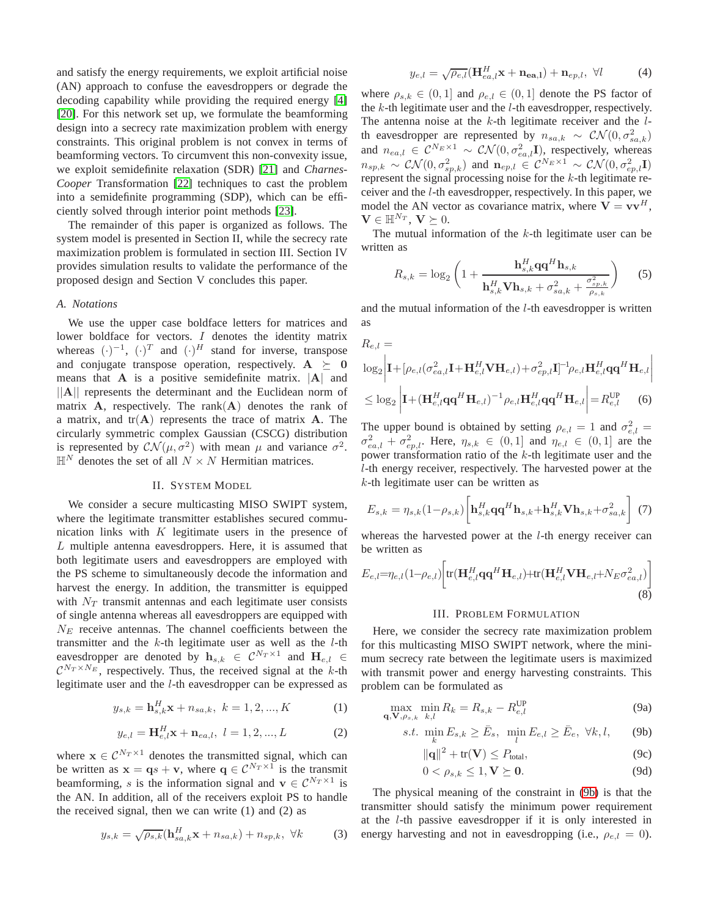and satisfy the energy requirements, we exploit artificial noise (AN) approach to confuse the eavesdroppers or degrade the decoding capability while providing the required energy [4] [20]. For this network set up, we formulate the beamforming design into a secrecy rate maximization problem with energy constraints. This original problem is not convex in terms of beamforming vectors. To circumvent this non-convexity issue, we exploit semidefinite relaxation (SDR) [21] and *Charnes-Cooper* Transformation [22] techniques to cast the problem into a semidefinite programming (SDP), which can be efficiently solved through interior point methods [23].

The remainder of this paper is organized as follows. The system model is presented in Section II, while the secrecy rate maximization problem is formulated in section III. Section IV provides simulation results to validate the performance of the proposed design and Section V concludes this paper.

### A. Notations

We use the upper case boldface letters for matrices and lower boldface for vectors. $I$ denotes the identity matrix whereas $(\cdot)^{-1}$, $(\cdot)^T$ and $(\cdot)^H$ stand for inverse, transpose and conjugate transpose operation, respectively. $\mathbf{A} \succeq \mathbf{0}$ means that $\mathbf{A}$ is a positive semidefinite matrix. $|\mathbf{A}|$ and $||\mathbf{A}||$ represents the determinant and the Euclidean norm of matrix $\mathbf{A}$, respectively. The $\text{rank}(\mathbf{A})$ denotes the rank of a matrix, and $\text{tr}(\mathbf{A})$ represents the trace of matrix $\mathbf{A}$. The circularly symmetric complex Gaussian (CSCG) distribution is represented by $\mathcal{CN}(\mu, \sigma^2)$ with mean $\mu$ and variance $\sigma^2$. $\mathbb{H}^N$ denotes the set of all $N \times N$ Hermitian matrices.

## II. System Model

We consider a secure multicasting MISO SWIPT system, where the legitimate transmitter establishes secured communication links with $K$ legitimate users in the presence of $L$ multiple antenna eavesdroppers. Here, it is assumed that both legitimate users and eavesdroppers are employed with the PS scheme to simultaneously decode the information and harvest the energy. In addition, the transmitter is equipped with $N_T$ transmit antennas and each legitimate user consists of single antenna whereas all eavesdroppers are equipped with $N_E$ receive antennas. The channel coefficients between the transmitter and the $k$-th legitimate user as well as the $l$-th eavesdropper are denoted by $\mathbf{h}_{s,k} \in \mathcal{C}^{N_T \times 1}$ and $\mathbf{H}_{e,l} \in \mathcal{C}^{N_T \times N_E}$, respectively. Thus, the received signal at the $k$-th legitimate user and the $l$-th eavesdropper can be expressed as

$$y_{s,k} = \mathbf{h}_{s,k}^H \mathbf{x} + n_{sa,k}, \ k = 1, 2, ..., K \tag{1}$$

$$y_{e,l} = \mathbf{H}_{e,l}^H \mathbf{x} + \mathbf{n}_{ea,l}, \ l = 1, 2, ..., L \tag{2}$$

where $\mathbf{x} \in \mathcal{C}^{N_T \times 1}$ denotes the transmitted signal, which can be written as $\mathbf{x} = \mathbf{q}s + \mathbf{v}$, where $\mathbf{q} \in \mathcal{C}^{N_T \times 1}$ is the transmit beamforming, $s$ is the information signal and $\mathbf{v} \in \mathcal{C}^{N_T \times 1}$ is the AN. In addition, all of the receivers exploit PS to handle the received signal, then we can write (1) and (2) as

$$y_{s,k} = \sqrt{\rho_{s,k}}(\mathbf{h}_{sa,k}^H \mathbf{x} + n_{sa,k}) + n_{sp,k}, \ \forall k \tag{3}$$

$$y_{e,l} = \sqrt{\rho_{e,l}}(\mathbf{H}_{ea,l}^H \mathbf{x} + \mathbf{n_{ea,l}}) + \mathbf{n}_{ep,l}, \ \forall l \tag{4}$$

where $\rho_{s,k} \in (0, 1]$ and $\rho_{e,l} \in (0, 1]$ denote the PS factor of the $k$-th legitimate user and the $l$-th eavesdropper, respectively. The antenna noise at the $k$-th legitimate receiver and the $l$-th eavesdropper are represented by $n_{sa,k} \sim \mathcal{CN}(0, \sigma_{sa,k}^2)$ and $n_{ea,l} \in \mathcal{C}^{N_E \times 1} \sim \mathcal{CN}(0, \sigma_{ea,l}^2 \mathbf{I})$, respectively, whereas $n_{sp,k} \sim \mathcal{CN}(0, \sigma_{sp,k}^2)$ and $\mathbf{n}_{ep,l} \in \mathcal{C}^{N_E \times 1} \sim \mathcal{CN}(0, \sigma_{ep,l}^2 \mathbf{I})$ represent the signal processing noise for the $k$-th legitimate receiver and the $l$-th eavesdropper, respectively. In this paper, we model the AN vector as covariance matrix, where $\mathbf{V} = \mathbf{v}\mathbf{v}^H$, $\mathbf{V} \in \mathbb{H}^{N_T}$, $\mathbf{V} \succeq 0$.

The mutual information of the $k$-th legitimate user can be written as

$$R_{s,k} = \log_2 \left( 1 + \frac{\mathbf{h}_{s,k}^H \mathbf{q}\mathbf{q}^H \mathbf{h}_{s,k}}{\mathbf{h}_{s,k}^H \mathbf{V} \mathbf{h}_{s,k} + \sigma_{sa,k}^2 + \frac{\sigma_{sp,k}^2}{\rho_{s,k}}} \right) \tag{5}$$

and the mutual information of the $l$-th eavesdropper is written as

$$\begin{aligned} R_{e,l} = & \\ \log_2 & \left| \mathbf{I} + [\rho_{e,l}(\sigma_{ea,l}^2 \mathbf{I} + \mathbf{H}_{e,l}^H \mathbf{V} \mathbf{H}_{e,l}) + \sigma_{ep,l}^2 \mathbf{I}]^{-1} \rho_{e,l} \mathbf{H}_{e,l}^H \mathbf{q}\mathbf{q}^H \mathbf{H}_{e,l} \right| \\ \leq & \log_2 \left| \mathbf{I} + (\mathbf{H}_{e,l}^H \mathbf{q}\mathbf{q}^H \mathbf{H}_{e,l})^{-1} \rho_{e,l} \mathbf{H}_{e,l}^H \mathbf{q}\mathbf{q}^H \mathbf{H}_{e,l} \right| = R_{e,l}^{\text{UP}} \end{aligned} \tag{6}$$

The upper bound is obtained by setting $\rho_{e,l} = 1$ and $\sigma_{e,l}^2 = \sigma_{ea,l}^2 + \sigma_{ep,l}^2$. Here, $\eta_{s,k} \in (0, 1]$ and $\eta_{e,l} \in (0, 1]$ are the power transformation ratio of the $k$-th legitimate user and the $l$-th energy receiver, respectively. The harvested power at the $k$-th legitimate user can be written as

$$E_{s,k} = \eta_{s,k}(1 - \rho_{s,k}) \left[ \mathbf{h}_{s,k}^H \mathbf{q}\mathbf{q}^H \mathbf{h}_{s,k} + \mathbf{h}_{s,k}^H \mathbf{V} \mathbf{h}_{s,k} + \sigma_{sa,k}^2 \right] \tag{7}$$

whereas the harvested power at the $l$-th energy receiver can be written as

$$E_{e,l} = \eta_{e,l}(1 - \rho_{e,l}) \left[ \text{tr}(\mathbf{H}_{e,l}^H \mathbf{q}\mathbf{q}^H \mathbf{H}_{e,l}) + \text{tr}(\mathbf{H}_{e,l}^H \mathbf{V} \mathbf{H}_{e,l} + N_E \sigma_{ea,l}^2) \right] \tag{8}$$

## III. Problem Formulation

Here, we consider the secrecy rate maximization problem for this multicasting MISO SWIPT network, where the minimum secrecy rate between the legitimate users is maximized with transmit power and energy harvesting constraints. This problem can be formulated as

$$\max_{\mathbf{q}, \mathbf{V}, \rho_{s,k}} \min_{k,l} R_k = R_{s,k} - R_{e,l}^{\text{UP}} \tag{9a}$$

$$s.t. \ \min_k E_{s,k} \geq \bar{E}_s, \ \min_l E_{e,l} \geq \bar{E}_e, \ \forall k, l, \tag{9b}$$

$$\|\mathbf{q}\|^2 + \text{tr}(\mathbf{V}) \leq P_{\text{total}}, \tag{9c}$$

$$0 < \rho_{s,k} \leq 1, \mathbf{V} \succeq \mathbf{0}. \tag{9d}$$

The physical meaning of the constraint in (9b) is that the transmitter should satisfy the minimum power requirement at the $l$-th passive eavesdropper if it is only interested in energy harvesting and not in eavesdropping (i.e., $\rho_{e,l} = 0$).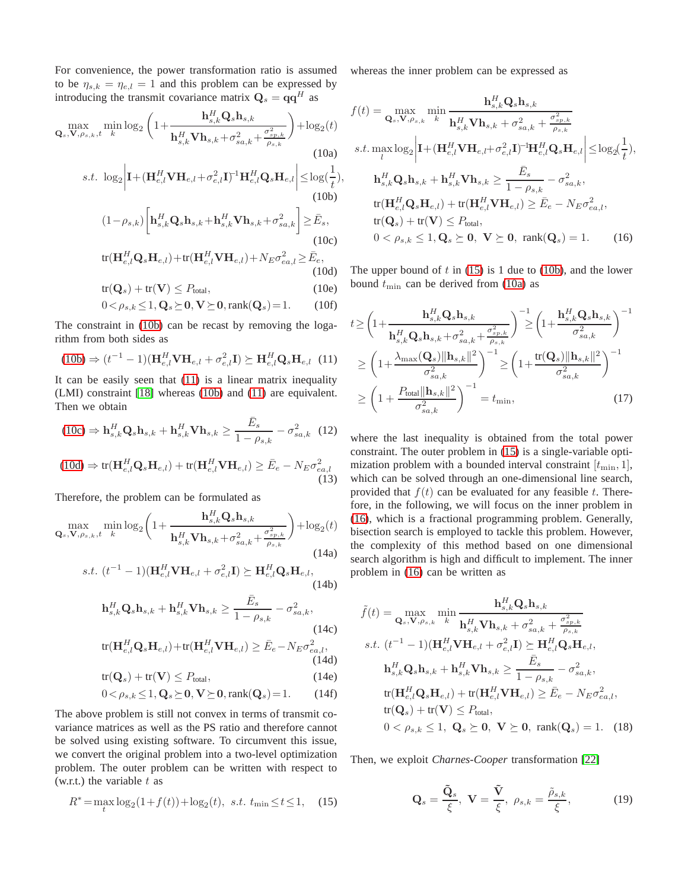For convenience, the power transformation ratio is assumed to be $\eta_{s,k} = \eta_{e,l} = 1$ and this problem can be expressed by introducing the transmit covariance matrix $\mathbf{Q}_s = \mathbf{q}\mathbf{q}^H$ as

$$\max_{\mathbf{Q}_s,\mathbf{V},\rho_{s,k},t} \min_k \log_2\left(1+\frac{\mathbf{h}_{s,k}^H\mathbf{Q}_s\mathbf{h}_{s,k}}{\mathbf{h}_{s,k}^H\mathbf{V}\mathbf{h}_{s,k}+\sigma_{sa,k}^2+\frac{\sigma_{sp,k}^2}{\rho_{s,k}}}\right)+\log_2(t) \tag{10a}$$

$$s.t.\ \log_2\left|\mathbf{I}+(\mathbf{H}_{e,l}^H\mathbf{V}\mathbf{H}_{e,l}+\sigma_{e,l}^2\mathbf{I})^{-1}\mathbf{H}_{e,l}^H\mathbf{Q}_s\mathbf{H}_{e,l}\right| \le \log(\frac{1}{t}), \tag{10b}$$

$$(1-\rho_{s,k})\left[\mathbf{h}_{s,k}^H\mathbf{Q}_s\mathbf{h}_{s,k}+\mathbf{h}_{s,k}^H\mathbf{V}\mathbf{h}_{s,k}+\sigma_{sa,k}^2\right] \ge \bar{E}_s, \tag{10c}$$

$$\text{tr}(\mathbf{H}_{e,l}^H\mathbf{Q}_s\mathbf{H}_{e,l})+\text{tr}(\mathbf{H}_{e,l}^H\mathbf{V}\mathbf{H}_{e,l})+N_E\sigma_{ea,l}^2 \ge \bar{E}_e, \tag{10d}$$

$$\text{tr}(\mathbf{Q}_s)+\text{tr}(\mathbf{V}) \le P_{\text{total}}, \tag{10e}$$

$$0<\rho_{s,k}\le 1, \mathbf{Q}_s\succeq\mathbf{0}, \mathbf{V}\succeq\mathbf{0}, \text{rank}(\mathbf{Q}_s)=1. \tag{10f}$$

The constraint in (10b) can be recast by removing the logarithm from both sides as

$$\text{(10b)} \Rightarrow (t^{-1}-1)(\mathbf{H}_{e,l}^H\mathbf{V}\mathbf{H}_{e,l}+\sigma_{e,l}^2\mathbf{I}) \succeq \mathbf{H}_{e,l}^H\mathbf{Q}_s\mathbf{H}_{e,l} \tag{11}$$

It can be easily seen that (11) is a linear matrix inequality (LMI) constraint [18] whereas (10b) and (11) are equivalent. Then we obtain

$$\text{(10c)} \Rightarrow \mathbf{h}_{s,k}^H\mathbf{Q}_s\mathbf{h}_{s,k}+\mathbf{h}_{s,k}^H\mathbf{V}\mathbf{h}_{s,k} \ge \frac{\bar{E}_s}{1-\rho_{s,k}}-\sigma_{sa,k}^2 \tag{12}$$

$$\text{(10d)} \Rightarrow \text{tr}(\mathbf{H}_{e,l}^H\mathbf{Q}_s\mathbf{H}_{e,l})+\text{tr}(\mathbf{H}_{e,l}^H\mathbf{V}\mathbf{H}_{e,l}) \ge \bar{E}_e-N_E\sigma_{ea,l}^2 \tag{13}$$

Therefore, the problem can be formulated as

$$\max_{\mathbf{Q}_s,\mathbf{V},\rho_{s,k},t} \min_k \log_2\left(1+\frac{\mathbf{h}_{s,k}^H\mathbf{Q}_s\mathbf{h}_{s,k}}{\mathbf{h}_{s,k}^H\mathbf{V}\mathbf{h}_{s,k}+\sigma_{sa,k}^2+\frac{\sigma_{sp,k}^2}{\rho_{s,k}}}\right)+\log_2(t) \tag{14a}$$

$$s.t.\ (t^{-1}-1)(\mathbf{H}_{e,l}^H\mathbf{V}\mathbf{H}_{e,l}+\sigma_{e,l}^2\mathbf{I}) \succeq \mathbf{H}_{e,l}^H\mathbf{Q}_s\mathbf{H}_{e,l}, \tag{14b}$$

$$\mathbf{h}_{s,k}^H\mathbf{Q}_s\mathbf{h}_{s,k}+\mathbf{h}_{s,k}^H\mathbf{V}\mathbf{h}_{s,k} \ge \frac{\bar{E}_s}{1-\rho_{s,k}}-\sigma_{sa,k}^2, \tag{14c}$$

$$\text{tr}(\mathbf{H}_{e,l}^H\mathbf{Q}_s\mathbf{H}_{e,l})+\text{tr}(\mathbf{H}_{e,l}^H\mathbf{V}\mathbf{H}_{e,l}) \ge \bar{E}_e-N_E\sigma_{ea,l}^2, \tag{14d}$$

$$\text{tr}(\mathbf{Q}_s)+\text{tr}(\mathbf{V}) \le P_{\text{total}}, \tag{14e}$$

$$0<\rho_{s,k}\le 1, \mathbf{Q}_s\succeq\mathbf{0}, \mathbf{V}\succeq\mathbf{0}, \text{rank}(\mathbf{Q}_s)=1. \tag{14f}$$

The above problem is still not convex in terms of transmit covariance matrices as well as the PS ratio and therefore cannot be solved using existing software. To circumvent this issue, we convert the original problem into a two-level optimization problem. The outer problem can be written with respect to (w.r.t.) the variable $t$ as

$$R^* = \max_t \log_2(1+f(t))+\log_2(t),\ s.t.\ t_{\min}\le t\le 1, \tag{15}$$

whereas the inner problem can be expressed as

$$\begin{aligned}
f(t) = &\max_{\mathbf{Q}_s,\mathbf{V},\rho_{s,k}} \min_k \frac{\mathbf{h}_{s,k}^H\mathbf{Q}_s\mathbf{h}_{s,k}}{\mathbf{h}_{s,k}^H\mathbf{V}\mathbf{h}_{s,k}+\sigma_{sa,k}^2+\frac{\sigma_{sp,k}^2}{\rho_{s,k}}} \\
s.t.\ &\max_l \log_2\left|\mathbf{I}+(\mathbf{H}_{e,l}^H\mathbf{V}\mathbf{H}_{e,l}+\sigma_{e,l}^2\mathbf{I})^{-1}\mathbf{H}_{e,l}^H\mathbf{Q}_s\mathbf{H}_{e,l}\right| \le \log_2(\frac{1}{t}), \\
&\mathbf{h}_{s,k}^H\mathbf{Q}_s\mathbf{h}_{s,k}+\mathbf{h}_{s,k}^H\mathbf{V}\mathbf{h}_{s,k} \ge \frac{\bar{E}_s}{1-\rho_{s,k}}-\sigma_{sa,k}^2, \\
&\text{tr}(\mathbf{H}_{e,l}^H\mathbf{Q}_s\mathbf{H}_{e,l})+\text{tr}(\mathbf{H}_{e,l}^H\mathbf{V}\mathbf{H}_{e,l}) \ge \bar{E}_e-N_E\sigma_{ea,l}^2, \\
&\text{tr}(\mathbf{Q}_s)+\text{tr}(\mathbf{V}) \le P_{\text{total}}, \\
&0<\rho_{s,k}\le 1, \mathbf{Q}_s\succeq\mathbf{0},\ \mathbf{V}\succeq\mathbf{0},\ \text{rank}(\mathbf{Q}_s)=1.
\end{aligned} \tag{16}$$

The upper bound of $t$ in (15) is 1 due to (10b), and the lower bound $t_{\min}$ can be derived from (10a) as

$$\begin{aligned}
t &\ge \left(1+\frac{\mathbf{h}_{s,k}^H\mathbf{Q}_s\mathbf{h}_{s,k}}{\mathbf{h}_{s,k}^H\mathbf{Q}_s\mathbf{h}_{s,k}+\sigma_{sa,k}^2+\frac{\sigma_{sp,k}^2}{\rho_{s,k}}}\right)^{-1} \ge \left(1+\frac{\mathbf{h}_{s,k}^H\mathbf{Q}_s\mathbf{h}_{s,k}}{\sigma_{sa,k}^2}\right)^{-1} \\
&\ge \left(1+\frac{\lambda_{\max}(\mathbf{Q}_s)\|\mathbf{h}_{s,k}\|^2}{\sigma_{sa,k}^2}\right)^{-1} \ge \left(1+\frac{\text{tr}(\mathbf{Q}_s)\|\mathbf{h}_{s,k}\|^2}{\sigma_{sa,k}^2}\right)^{-1} \\
&\ge \left(1+\frac{P_{\text{total}}\|\mathbf{h}_{s,k}\|^2}{\sigma_{sa,k}^2}\right)^{-1} = t_{\min},
\end{aligned} \tag{17}$$

where the last inequality is obtained from the total power constraint. The outer problem in (15) is a single-variable optimization problem with a bounded interval constraint $[t_{\min}, 1]$, which can be solved through an one-dimensional line search, provided that $f(t)$ can be evaluated for any feasible $t$. Therefore, in the following, we will focus on the inner problem in (16), which is a fractional programming problem. Generally, bisection search is employed to tackle this problem. However, the complexity of this method based on one dimensional search algorithm is high and difficult to implement. The inner problem in (16) can be written as

$$\begin{aligned}
\tilde{f}(t) = &\max_{\mathbf{Q}_s,\mathbf{V},\rho_{s,k}} \min_k \frac{\mathbf{h}_{s,k}^H\mathbf{Q}_s\mathbf{h}_{s,k}}{\mathbf{h}_{s,k}^H\mathbf{V}\mathbf{h}_{s,k}+\sigma_{sa,k}^2+\frac{\sigma_{sp,k}^2}{\rho_{s,k}}} \\
s.t.\ &(t^{-1}-1)(\mathbf{H}_{e,l}^H\mathbf{V}\mathbf{H}_{e,l}+\sigma_{e,l}^2\mathbf{I}) \succeq \mathbf{H}_{e,l}^H\mathbf{Q}_s\mathbf{H}_{e,l}, \\
&\mathbf{h}_{s,k}^H\mathbf{Q}_s\mathbf{h}_{s,k}+\mathbf{h}_{s,k}^H\mathbf{V}\mathbf{h}_{s,k} \ge \frac{\bar{E}_s}{1-\rho_{s,k}}-\sigma_{sa,k}^2, \\
&\text{tr}(\mathbf{H}_{e,l}^H\mathbf{Q}_s\mathbf{H}_{e,l})+\text{tr}(\mathbf{H}_{e,l}^H\mathbf{V}\mathbf{H}_{e,l}) \ge \bar{E}_e-N_E\sigma_{ea,l}^2, \\
&\text{tr}(\mathbf{Q}_s)+\text{tr}(\mathbf{V}) \le P_{\text{total}}, \\
&0<\rho_{s,k}\le 1,\ \mathbf{Q}_s\succeq\mathbf{0},\ \mathbf{V}\succeq\mathbf{0},\ \text{rank}(\mathbf{Q}_s)=1.
\end{aligned} \tag{18}$$

Then, we exploit *Charnes-Cooper* transformation [22]

$$\mathbf{Q}_s = \frac{\tilde{\mathbf{Q}}_s}{\xi},\ \mathbf{V} = \frac{\tilde{\mathbf{V}}}{\xi},\ \rho_{s,k} = \frac{\tilde{\rho}_{s,k}}{\xi}, \tag{19}$$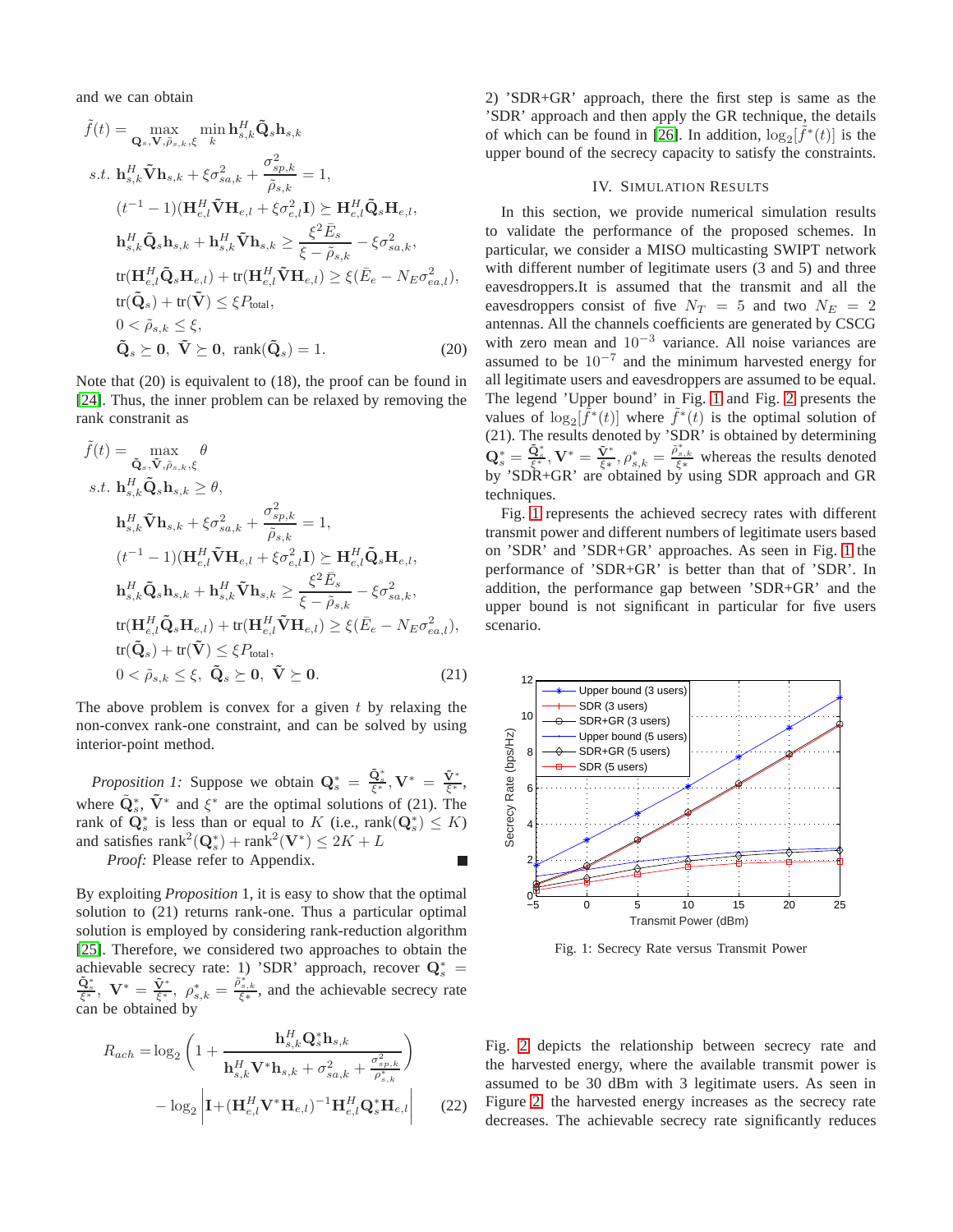and we can obtain

$$
\begin{aligned}
\tilde{f}(t) = & \max_{\mathbf{Q}_s, \mathbf{V}, \tilde{\rho}_{s,k}, \xi} \min_k \mathbf{h}_{s,k}^H \tilde{\mathbf{Q}}_s \mathbf{h}_{s,k} \\
s.t.\ & \mathbf{h}_{s,k}^H \tilde{\mathbf{V}} \mathbf{h}_{s,k} + \xi \sigma_{sa,k}^2 + \frac{\sigma_{sp,k}^2}{\tilde{\rho}_{s,k}} = 1, \\
& (t^{-1} - 1)(\mathbf{H}_{e,l}^H \tilde{\mathbf{V}} \mathbf{H}_{e,l} + \xi \sigma_{e,l}^2 \mathbf{I}) \succeq \mathbf{H}_{e,l}^H \tilde{\mathbf{Q}}_s \mathbf{H}_{e,l}, \\
& \mathbf{h}_{s,k}^H \tilde{\mathbf{Q}}_s \mathbf{h}_{s,k} + \mathbf{h}_{s,k}^H \tilde{\mathbf{V}} \mathbf{h}_{s,k} \geq \frac{\xi^2 \bar{E}_s}{\xi - \tilde{\rho}_{s,k}} - \xi \sigma_{sa,k}^2, \\
& \mathrm{tr}(\mathbf{H}_{e,l}^H \tilde{\mathbf{Q}}_s \mathbf{H}_{e,l}) + \mathrm{tr}(\mathbf{H}_{e,l}^H \tilde{\mathbf{V}} \mathbf{H}_{e,l}) \geq \xi(\bar{E}_e - N_E \sigma_{ea,l}^2), \\
& \mathrm{tr}(\tilde{\mathbf{Q}}_s) + \mathrm{tr}(\tilde{\mathbf{V}}) \leq \xi P_{\text{total}}, \\
& 0 < \tilde{\rho}_{s,k} \leq \xi, \\
& \tilde{\mathbf{Q}}_s \succeq \mathbf{0},\ \tilde{\mathbf{V}} \succeq \mathbf{0},\ \mathrm{rank}(\tilde{\mathbf{Q}}_s) = 1.
\end{aligned} \tag{20}
$$

Note that (20) is equivalent to (18), the proof can be found in [24]. Thus, the inner problem can be relaxed by removing the rank constraint as

$$
\begin{aligned}
\tilde{f}(t) = & \max_{\tilde{\mathbf{Q}}_s, \tilde{\mathbf{V}}, \tilde{\rho}_{s,k}, \xi} \theta \\
s.t.\ & \mathbf{h}_{s,k}^H \tilde{\mathbf{Q}}_s \mathbf{h}_{s,k} \geq \theta, \\
& \mathbf{h}_{s,k}^H \tilde{\mathbf{V}} \mathbf{h}_{s,k} + \xi \sigma_{sa,k}^2 + \frac{\sigma_{sp,k}^2}{\tilde{\rho}_{s,k}} = 1, \\
& (t^{-1} - 1)(\mathbf{H}_{e,l}^H \tilde{\mathbf{V}} \mathbf{H}_{e,l} + \xi \sigma_{e,l}^2 \mathbf{I}) \succeq \mathbf{H}_{e,l}^H \tilde{\mathbf{Q}}_s \mathbf{H}_{e,l}, \\
& \mathbf{h}_{s,k}^H \tilde{\mathbf{Q}}_s \mathbf{h}_{s,k} + \mathbf{h}_{s,k}^H \tilde{\mathbf{V}} \mathbf{h}_{s,k} \geq \frac{\xi^2 \bar{E}_s}{\xi - \tilde{\rho}_{s,k}} - \xi \sigma_{sa,k}^2, \\
& \mathrm{tr}(\mathbf{H}_{e,l}^H \tilde{\mathbf{Q}}_s \mathbf{H}_{e,l}) + \mathrm{tr}(\mathbf{H}_{e,l}^H \tilde{\mathbf{V}} \mathbf{H}_{e,l}) \geq \xi(\bar{E}_e - N_E \sigma_{ea,l}^2), \\
& \mathrm{tr}(\tilde{\mathbf{Q}}_s) + \mathrm{tr}(\tilde{\mathbf{V}}) \leq \xi P_{\text{total}}, \\
& 0 < \tilde{\rho}_{s,k} \leq \xi,\ \tilde{\mathbf{Q}}_s \succeq \mathbf{0},\ \tilde{\mathbf{V}} \succeq \mathbf{0}.
\end{aligned} \tag{21}
$$

The above problem is convex for a given $t$ by relaxing the non-convex rank-one constraint, and can be solved by using interior-point method.

*Proposition 1:* Suppose we obtain $\mathbf{Q}_s^* = \frac{\tilde{\mathbf{Q}}_s^*}{\xi^*}, \mathbf{V}^* = \frac{\tilde{\mathbf{V}}^*}{\xi^*}$, where $\tilde{\mathbf{Q}}_s^*$, $\tilde{\mathbf{V}}^*$ and $\xi^*$ are the optimal solutions of (21). The rank of $\mathbf{Q}_s^*$ is less than or equal to $K$ (i.e., $\mathrm{rank}(\mathbf{Q}_s^*) \leq K$) and satisfies $\mathrm{rank}^2(\mathbf{Q}_s^*) + \mathrm{rank}^2(\mathbf{V}^*) \leq 2K + L$

*Proof:* Please refer to Appendix. ∎

By exploiting *Proposition* 1, it is easy to show that the optimal solution to (21) returns rank-one. Thus a particular optimal solution is employed by considering rank-reduction algorithm [25]. Therefore, we considered two approaches to obtain the achievable secrecy rate: 1) 'SDR' approach, recover $\mathbf{Q}_s^* = \frac{\tilde{\mathbf{Q}}_s^*}{\xi^*}$, $\mathbf{V}^* = \frac{\tilde{\mathbf{V}}^*}{\xi^*}$, $\rho_{s,k}^* = \frac{\tilde{\rho}_{s,k}^*}{\xi^*}$, and the achievable secrecy rate can be obtained by

$$
\begin{aligned}
R_{ach} = & \log_2\left(1 + \frac{\mathbf{h}_{s,k}^H \mathbf{Q}_s^* \mathbf{h}_{s,k}}{\mathbf{h}_{s,k}^H \mathbf{V}^* \mathbf{h}_{s,k} + \sigma_{sa,k}^2 + \frac{\sigma_{sp,k}^2}{\rho_{s,k}^*}}\right) \\
& - \log_2\left|\mathbf{I} + (\mathbf{H}_{e,l}^H \mathbf{V}^* \mathbf{H}_{e,l})^{-1} \mathbf{H}_{e,l}^H \mathbf{Q}_s^* \mathbf{H}_{e,l}\right|
\end{aligned} \tag{22}
$$

2) 'SDR+GR' approach, there the first step is same as the 'SDR' approach and then apply the GR technique, the details of which can be found in [26]. In addition, $\log_2[\tilde{f}^*(t)]$ is the upper bound of the secrecy capacity to satisfy the constraints.

## IV. Simulation Results

In this section, we provide numerical simulation results to validate the performance of the proposed schemes. In particular, we consider a MISO multicasting SWIPT network with different number of legitimate users (3 and 5) and three eavesdroppers.It is assumed that the transmit and all the eavesdroppers consist of five $N_T = 5$ and two $N_E = 2$ antennas. All the channels coefficients are generated by CSCG with zero mean and $10^{-3}$ variance. All noise variances are assumed to be $10^{-7}$ and the minimum harvested energy for all legitimate users and eavesdroppers are assumed to be equal. The legend 'Upper bound' in Fig. 1 and Fig. 2 presents the values of $\log_2[\tilde{f}^*(t)]$ where $\tilde{f}^*(t)$ is the optimal solution of (21). The results denoted by 'SDR' is obtained by determining $\mathbf{Q}_s^* = \frac{\tilde{\mathbf{Q}}_s^*}{\xi^*}, \mathbf{V}^* = \frac{\tilde{\mathbf{V}}^*}{\xi^*}, \rho_{s,k}^* = \frac{\tilde{\rho}_{s,k}^*}{\xi^*}$ whereas the results denoted by 'SDR+GR' are obtained by using SDR approach and GR techniques.

Fig. 1 represents the achieved secrecy rates with different transmit power and different numbers of legitimate users based on 'SDR' and 'SDR+GR' approaches. As seen in Fig. 1 the performance of 'SDR+GR' is better than that of 'SDR'. In addition, the performance gap between 'SDR+GR' and the upper bound is not significant in particular for five users scenario.

Fig. 1: Secrecy Rate versus Transmit Power

Fig. 2 depicts the relationship between secrecy rate and the harvested energy, where the available transmit power is assumed to be 30 dBm with 3 legitimate users. As seen in Figure 2 the harvested energy increases as the secrecy rate decreases. The achievable secrecy rate significantly reduces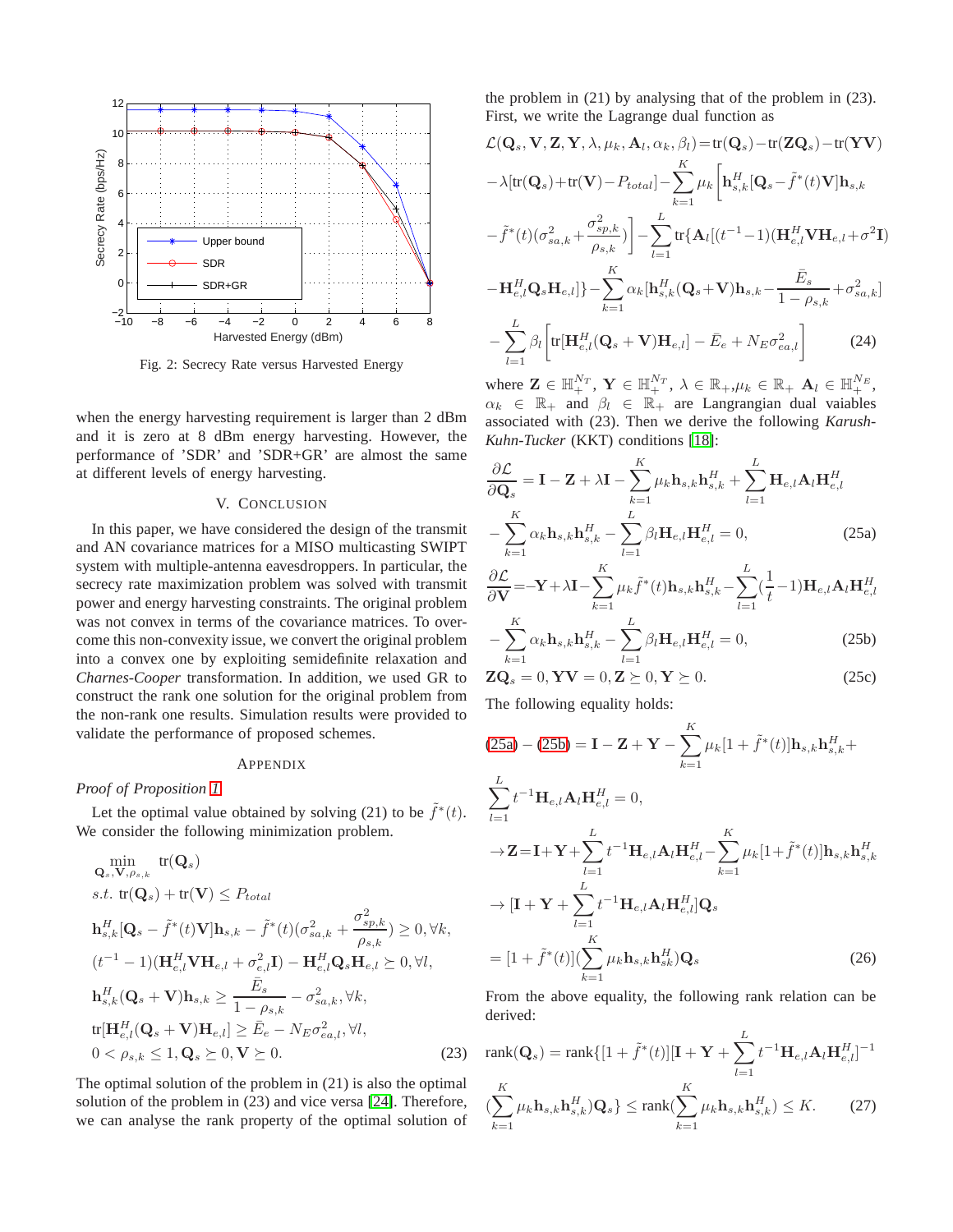Fig. 2: Secrecy Rate versus Harvested Energy

when the energy harvesting requirement is larger than 2 dBm and it is zero at 8 dBm energy harvesting. However, the performance of 'SDR' and 'SDR+GR' are almost the same at different levels of energy harvesting.

## V. Conclusion

In this paper, we have considered the design of the transmit and AN covariance matrices for a MISO multicasting SWIPT system with multiple-antenna eavesdroppers. In particular, the secrecy rate maximization problem was solved with transmit power and energy harvesting constraints. The original problem was not convex in terms of the covariance matrices. To overcome this non-convexity issue, we convert the original problem into a convex one by exploiting semidefinite relaxation and *Charnes-Cooper* transformation. In addition, we used GR to construct the rank one solution for the original problem from the non-rank one results. Simulation results were provided to validate the performance of proposed schemes.

## Appendix

*Proof of Proposition 1*

Let the optimal value obtained by solving (21) to be $\tilde{f}^*(t)$. We consider the following minimization problem.

$$
\begin{aligned}
&\min_{\mathbf{Q}_s,\mathbf{V},\rho_{s,k}} \ \mathrm{tr}(\mathbf{Q}_s)\\
&s.t.\ \mathrm{tr}(\mathbf{Q}_s)+\mathrm{tr}(\mathbf{V})\le P_{total}\\
&\mathbf{h}_{s,k}^H[\mathbf{Q}_s-\tilde{f}^*(t)\mathbf{V}]\mathbf{h}_{s,k}-\tilde{f}^*(t)(\sigma_{sa,k}^2+\frac{\sigma_{sp,k}^2}{\rho_{s,k}})\ge 0,\forall k,\\
&(t^{-1}-1)(\mathbf{H}_{e,l}^H\mathbf{V}\mathbf{H}_{e,l}+\sigma_{e,l}^2\mathbf{I})-\mathbf{H}_{e,l}^H\mathbf{Q}_s\mathbf{H}_{e,l}\succeq 0,\forall l,\\
&\mathbf{h}_{s,k}^H(\mathbf{Q}_s+\mathbf{V})\mathbf{h}_{s,k}\ge \frac{\bar{E}_s}{1-\rho_{s,k}}-\sigma_{sa,k}^2,\forall k,\\
&\mathrm{tr}[\mathbf{H}_{e,l}^H(\mathbf{Q}_s+\mathbf{V})\mathbf{H}_{e,l}]\ge \bar{E}_e-N_E\sigma_{ea,l}^2,\forall l,\\
&0<\rho_{s,k}\le 1,\mathbf{Q}_s\succeq 0,\mathbf{V}\succeq 0.
\end{aligned}\tag{23}
$$

The optimal solution of the problem in (21) is also the optimal solution of the problem in (23) and vice versa [24]. Therefore, we can analyse the rank property of the optimal solution of the problem in (21) by analysing that of the problem in (23). First, we write the Lagrange dual function as

$$
\begin{aligned}
&\mathcal{L}(\mathbf{Q}_s,\mathbf{V},\mathbf{Z},\mathbf{Y},\lambda,\mu_k,\mathbf{A}_l,\alpha_k,\beta_l)=\mathrm{tr}(\mathbf{Q}_s)-\mathrm{tr}(\mathbf{Z}\mathbf{Q}_s)-\mathrm{tr}(\mathbf{Y}\mathbf{V})\\
&-\lambda[\mathrm{tr}(\mathbf{Q}_s)+\mathrm{tr}(\mathbf{V})-P_{total}]-\sum_{k=1}^{K}\mu_k\Big[\mathbf{h}_{s,k}^H[\mathbf{Q}_s-\tilde{f}^*(t)\mathbf{V}]\mathbf{h}_{s,k}\\
&-\tilde{f}^*(t)(\sigma_{sa,k}^2+\frac{\sigma_{sp,k}^2}{\rho_{s,k}})\Big]-\sum_{l=1}^{L}\mathrm{tr}\{\mathbf{A}_l[(t^{-1}-1)(\mathbf{H}_{e,l}^H\mathbf{V}\mathbf{H}_{e,l}+\sigma^2\mathbf{I})\\
&-\mathbf{H}_{e,l}^H\mathbf{Q}_s\mathbf{H}_{e,l}]\}-\sum_{k=1}^{K}\alpha_k[\mathbf{h}_{s,k}^H(\mathbf{Q}_s+\mathbf{V})\mathbf{h}_{s,k}-\frac{\bar{E}_s}{1-\rho_{s,k}}+\sigma_{sa,k}^2]\\
&-\sum_{l=1}^{L}\beta_l\Big[\mathrm{tr}[\mathbf{H}_{e,l}^H(\mathbf{Q}_s+\mathbf{V})\mathbf{H}_{e,l}]-\bar{E}_e+N_E\sigma_{ea,l}^2\Big]
\end{aligned}\tag{24}
$$

where $\mathbf{Z}\in\mathbb{H}_+^{N_T}$, $\mathbf{Y}\in\mathbb{H}_+^{N_T}$, $\lambda\in\mathbb{R}_+$, $\mu_k\in\mathbb{R}_+$ $\mathbf{A}_l\in\mathbb{H}_+^{N_E}$, $\alpha_k\in\mathbb{R}_+$ and $\beta_l\in\mathbb{R}_+$ are Langrangian dual vaiables associated with (23). Then we derive the following *Karush-Kuhn-Tucker* (KKT) conditions [18]:

$$
\frac{\partial\mathcal{L}}{\partial\mathbf{Q}_s}=\mathbf{I}-\mathbf{Z}+\lambda\mathbf{I}-\sum_{k=1}^{K}\mu_k\mathbf{h}_{s,k}\mathbf{h}_{s,k}^H+\sum_{l=1}^{L}\mathbf{H}_{e,l}\mathbf{A}_l\mathbf{H}_{e,l}^H-\sum_{k=1}^{K}\alpha_k\mathbf{h}_{s,k}\mathbf{h}_{s,k}^H-\sum_{l=1}^{L}\beta_l\mathbf{H}_{e,l}\mathbf{H}_{e,l}^H=0,\tag{25a}
$$

$$
\frac{\partial\mathcal{L}}{\partial\mathbf{V}}=-\mathbf{Y}+\lambda\mathbf{I}-\sum_{k=1}^{K}\mu_k\tilde{f}^*(t)\mathbf{h}_{s,k}\mathbf{h}_{s,k}^H-\sum_{l=1}^{L}(\frac{1}{t}-1)\mathbf{H}_{e,l}\mathbf{A}_l\mathbf{H}_{e,l}^H-\sum_{k=1}^{K}\alpha_k\mathbf{h}_{s,k}\mathbf{h}_{s,k}^H-\sum_{l=1}^{L}\beta_l\mathbf{H}_{e,l}\mathbf{H}_{e,l}^H=0,\tag{25b}
$$

$$
\mathbf{Z}\mathbf{Q}_s=0,\mathbf{Y}\mathbf{V}=0,\mathbf{Z}\succeq 0,\mathbf{Y}\succeq 0.\tag{25c}
$$

The following equality holds:

$$
\begin{aligned}
&(25a)-(25b)=\mathbf{I}-\mathbf{Z}+\mathbf{Y}-\sum_{k=1}^{K}\mu_k[1+\tilde{f}^*(t)]\mathbf{h}_{s,k}\mathbf{h}_{s,k}^H+\sum_{l=1}^{L}t^{-1}\mathbf{H}_{e,l}\mathbf{A}_l\mathbf{H}_{e,l}^H=0,\\
&\rightarrow\mathbf{Z}=\mathbf{I}+\mathbf{Y}+\sum_{l=1}^{L}t^{-1}\mathbf{H}_{e,l}\mathbf{A}_l\mathbf{H}_{e,l}^H-\sum_{k=1}^{K}\mu_k[1+\tilde{f}^*(t)]\mathbf{h}_{s,k}\mathbf{h}_{s,k}^H\\
&\rightarrow[\mathbf{I}+\mathbf{Y}+\sum_{l=1}^{L}t^{-1}\mathbf{H}_{e,l}\mathbf{A}_l\mathbf{H}_{e,l}^H]\mathbf{Q}_s\\
&=[1+\tilde{f}^*(t)](\sum_{k=1}^{K}\mu_k\mathbf{h}_{s,k}\mathbf{h}_{sk}^H)\mathbf{Q}_s
\end{aligned}\tag{26}
$$

From the above equality, the following rank relation can be derived:

$$
\mathrm{rank}(\mathbf{Q}_s)=\mathrm{rank}\{[1+\tilde{f}^*(t)][\mathbf{I}+\mathbf{Y}+\sum_{l=1}^{L}t^{-1}\mathbf{H}_{e,l}\mathbf{A}_l\mathbf{H}_{e,l}^H]^{-1}(\sum_{k=1}^{K}\mu_k\mathbf{h}_{s,k}\mathbf{h}_{s,k}^H)\mathbf{Q}_s\}\le\mathrm{rank}(\sum_{k=1}^{K}\mu_k\mathbf{h}_{s,k}\mathbf{h}_{s,k}^H)\le K.\tag{27}
$$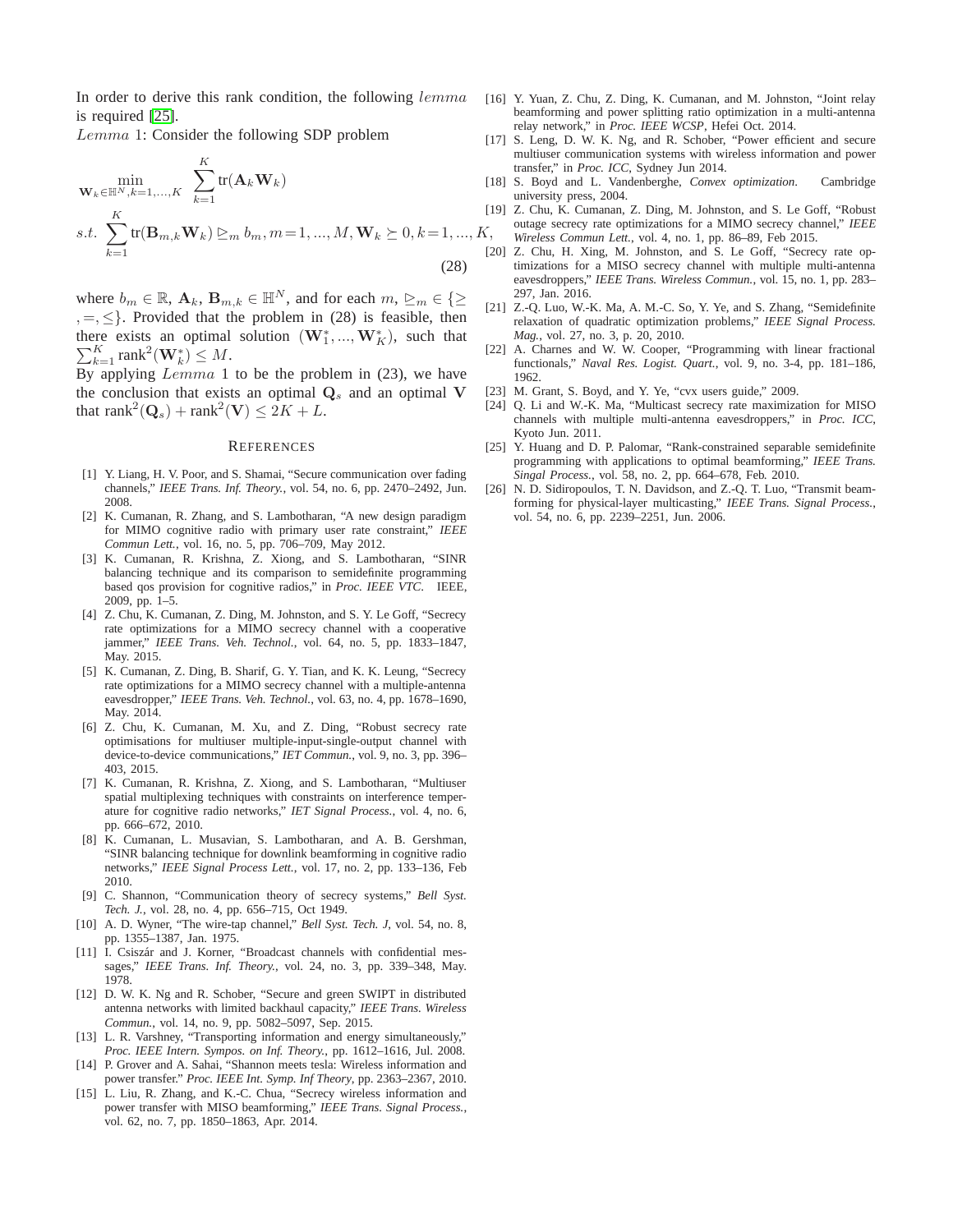In order to derive this rank condition, the following *lemma* is required [25].

*Lemma* 1: Consider the following SDP problem

$$\min_{\mathbf{W}_k \in \mathbb{H}^N, k=1,...,K} \quad \sum_{k=1}^{K} \text{tr}(\mathbf{A}_k \mathbf{W}_k)$$
$$s.t. \;\; \sum_{k=1}^{K} \text{tr}(\mathbf{B}_{m,k} \mathbf{W}_k) \trianglerighteq_m b_m, m = 1, ..., M, \mathbf{W}_k \succeq 0, k = 1, ..., K, \tag{28}$$

where $b_m \in \mathbb{R}$, $\mathbf{A}_k$, $\mathbf{B}_{m,k} \in \mathbb{H}^N$, and for each $m$, $\trianglerighteq_m \in \{\geq, =, \leq\}$. Provided that the problem in (28) is feasible, then there exists an optimal solution $(\mathbf{W}_1^*, ..., \mathbf{W}_K^*)$, such that $\sum_{k=1}^{K} \text{rank}^2(\mathbf{W}_k^*) \leq M$.

By applying *Lemma* 1 to be the problem in (23), we have the conclusion that exists an optimal $\mathbf{Q}_s$ and an optimal $\mathbf{V}$ that $\text{rank}^2(\mathbf{Q}_s) + \text{rank}^2(\mathbf{V}) \leq 2K + L$.

## References

[1] Y. Liang, H. V. Poor, and S. Shamai, "Secure communication over fading channels," *IEEE Trans. Inf. Theory.*, vol. 54, no. 6, pp. 2470–2492, Jun. 2008.

[2] K. Cumanan, R. Zhang, and S. Lambotharan, "A new design paradigm for MIMO cognitive radio with primary user rate constraint," *IEEE Commun Lett.*, vol. 16, no. 5, pp. 706–709, May 2012.

[3] K. Cumanan, R. Krishna, Z. Xiong, and S. Lambotharan, "SINR balancing technique and its comparison to semidefinite programming based qos provision for cognitive radios," in *Proc. IEEE VTC*. IEEE, 2009, pp. 1–5.

[4] Z. Chu, K. Cumanan, Z. Ding, M. Johnston, and S. Y. Le Goff, "Secrecy rate optimizations for a MIMO secrecy channel with a cooperative jammer," *IEEE Trans. Veh. Technol.*, vol. 64, no. 5, pp. 1833–1847, May. 2015.

[5] K. Cumanan, Z. Ding, B. Sharif, G. Y. Tian, and K. K. Leung, "Secrecy rate optimizations for a MIMO secrecy channel with a multiple-antenna eavesdropper," *IEEE Trans. Veh. Technol.*, vol. 63, no. 4, pp. 1678–1690, May. 2014.

[6] Z. Chu, K. Cumanan, M. Xu, and Z. Ding, "Robust secrecy rate optimisations for multiuser multiple-input-single-output channel with device-to-device communications," *IET Commun.*, vol. 9, no. 3, pp. 396–403, 2015.

[7] K. Cumanan, R. Krishna, Z. Xiong, and S. Lambotharan, "Multiuser spatial multiplexing techniques with constraints on interference temperature for cognitive radio networks," *IET Signal Process.*, vol. 4, no. 6, pp. 666–672, 2010.

[8] K. Cumanan, L. Musavian, S. Lambotharan, and A. B. Gershman, "SINR balancing technique for downlink beamforming in cognitive radio networks," *IEEE Signal Process Lett.*, vol. 17, no. 2, pp. 133–136, Feb 2010.

[9] C. Shannon, "Communication theory of secrecy systems," *Bell Syst. Tech. J.*, vol. 28, no. 4, pp. 656–715, Oct 1949.

[10] A. D. Wyner, "The wire-tap channel," *Bell Syst. Tech. J*, vol. 54, no. 8, pp. 1355–1387, Jan. 1975.

[11] I. Csiszár and J. Korner, "Broadcast channels with confidential messages," *IEEE Trans. Inf. Theory.*, vol. 24, no. 3, pp. 339–348, May. 1978.

[12] D. W. K. Ng and R. Schober, "Secure and green SWIPT in distributed antenna networks with limited backhaul capacity," *IEEE Trans. Wireless Commun.*, vol. 14, no. 9, pp. 5082–5097, Sep. 2015.

[13] L. R. Varshney, "Transporting information and energy simultaneously," *Proc. IEEE Intern. Sympos. on Inf. Theory.*, pp. 1612–1616, Jul. 2008.

[14] P. Grover and A. Sahai, "Shannon meets tesla: Wireless information and power transfer." *Proc. IEEE Int. Symp. Inf Theory*, pp. 2363–2367, 2010.

[15] L. Liu, R. Zhang, and K.-C. Chua, "Secrecy wireless information and power transfer with MISO beamforming," *IEEE Trans. Signal Process.*, vol. 62, no. 7, pp. 1850–1863, Apr. 2014.

[16] Y. Yuan, Z. Chu, Z. Ding, K. Cumanan, and M. Johnston, "Joint relay beamforming and power splitting ratio optimization in a multi-antenna relay network," in *Proc. IEEE WCSP*, Hefei Oct. 2014.

[17] S. Leng, D. W. K. Ng, and R. Schober, "Power efficient and secure multiuser communication systems with wireless information and power transfer," in *Proc. ICC*, Sydney Jun 2014.

[18] S. Boyd and L. Vandenberghe, *Convex optimization*. Cambridge university press, 2004.

[19] Z. Chu, K. Cumanan, Z. Ding, M. Johnston, and S. Le Goff, "Robust outage secrecy rate optimizations for a MIMO secrecy channel," *IEEE Wireless Commun Lett.*, vol. 4, no. 1, pp. 86–89, Feb 2015.

[20] Z. Chu, H. Xing, M. Johnston, and S. Le Goff, "Secrecy rate optimizations for a MISO secrecy channel with multiple multi-antenna eavesdroppers," *IEEE Trans. Wireless Commun.*, vol. 15, no. 1, pp. 283–297, Jan. 2016.

[21] Z.-Q. Luo, W.-K. Ma, A. M.-C. So, Y. Ye, and S. Zhang, "Semidefinite relaxation of quadratic optimization problems," *IEEE Signal Process. Mag.*, vol. 27, no. 3, p. 20, 2010.

[22] A. Charnes and W. W. Cooper, "Programming with linear fractional functionals," *Naval Res. Logist. Quart.*, vol. 9, no. 3-4, pp. 181–186, 1962.

[23] M. Grant, S. Boyd, and Y. Ye, "cvx users guide," 2009.

[24] Q. Li and W.-K. Ma, "Multicast secrecy rate maximization for MISO channels with multiple multi-antenna eavesdroppers," in *Proc. ICC*, Kyoto Jun. 2011.

[25] Y. Huang and D. P. Palomar, "Rank-constrained separable semidefinite programming with applications to optimal beamforming," *IEEE Trans. Singal Process.*, vol. 58, no. 2, pp. 664–678, Feb. 2010.

[26] N. D. Sidiropoulos, T. N. Davidson, and Z.-Q. T. Luo, "Transmit beamforming for physical-layer multicasting," *IEEE Trans. Signal Process.*, vol. 54, no. 6, pp. 2239–2251, Jun. 2006.